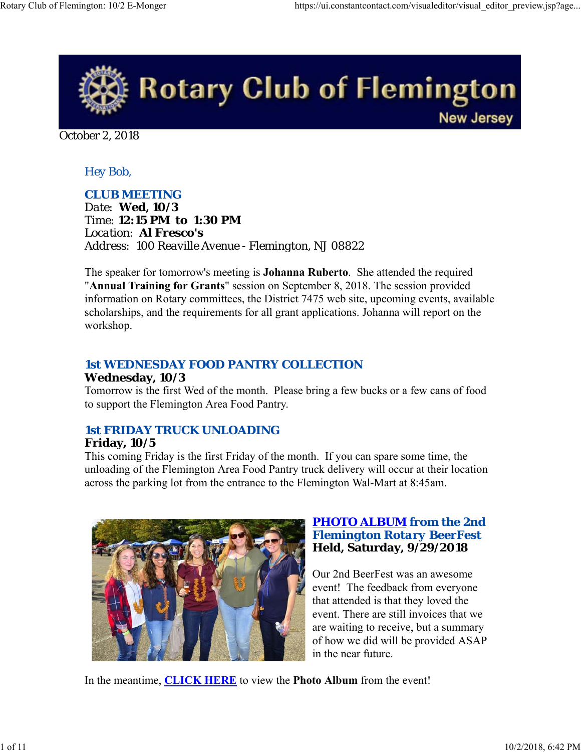# Rotary Club of Flemington

New Jersey

October 2, 2018

Hey Bob,

## CLUB MEETING

Date: **Wed, 10/3**
Time: **12:15 PM to 1:30 PM**
Location: **Al Fresco's**
Address: 100 Reaville Avenue - Flemington, NJ 08822

The speaker for tomorrow's meeting is **Johanna Ruberto**. She attended the required "**Annual Training for Grants**" session on September 8, 2018. The session provided information on Rotary committees, the District 7475 web site, upcoming events, available scholarships, and the requirements for all grant applications. Johanna will report on the workshop.

## 1st WEDNESDAY FOOD PANTRY COLLECTION

**Wednesday, 10/3**

Tomorrow is the first Wed of the month. Please bring a few bucks or a few cans of food to support the Flemington Area Food Pantry.

## 1st FRIDAY TRUCK UNLOADING

**Friday, 10/5**

This coming Friday is the first Friday of the month. If you can spare some time, the unloading of the Flemington Area Food Pantry truck delivery will occur at their location across the parking lot from the entrance to the Flemington Wal-Mart at 8:45am.

## PHOTO ALBUM from the 2nd Flemington Rotary BeerFest

**Held, Saturday, 9/29/2018**

Our 2nd BeerFest was an awesome event! The feedback from everyone that attended is that they loved the event. There are still invoices that we are waiting to receive, but a summary of how we did will be provided ASAP in the near future.

In the meantime, CLICK HERE to view the **Photo Album** from the event!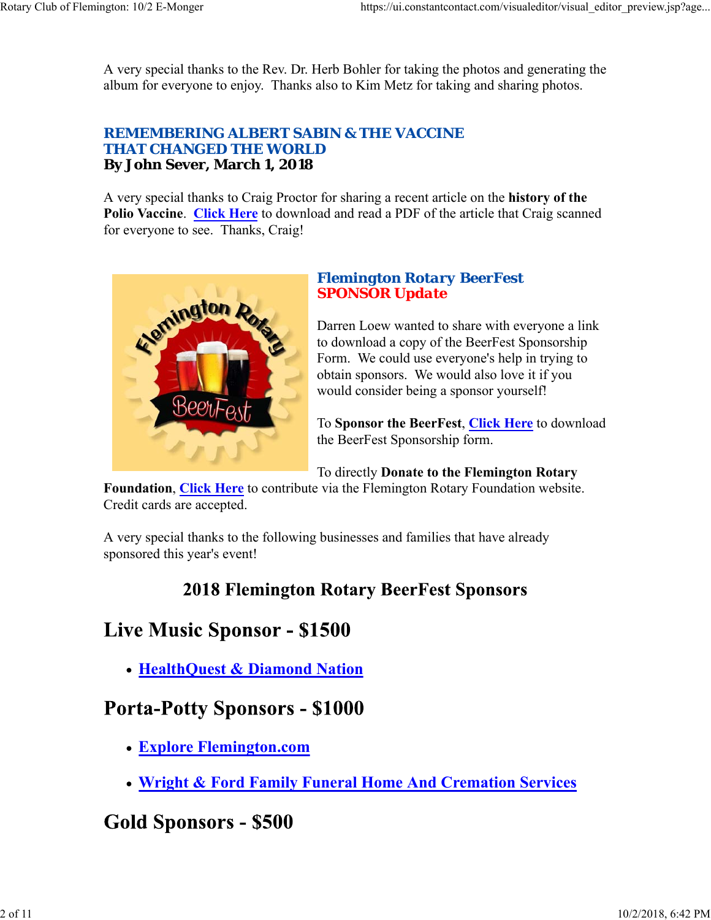A very special thanks to the Rev. Dr. Herb Bohler for taking the photos and generating the album for everyone to enjoy. Thanks also to Kim Metz for taking and sharing photos.

## REMEMBERING ALBERT SABIN & THE VACCINE THAT CHANGED THE WORLD

**By John Sever, March 1, 2018**

A very special thanks to Craig Proctor for sharing a recent article on the **history of the Polio Vaccine**. Click Here to download and read a PDF of the article that Craig scanned for everyone to see. Thanks, Craig!

## Flemington Rotary BeerFest SPONSOR Update

Darren Loew wanted to share with everyone a link to download a copy of the BeerFest Sponsorship Form. We could use everyone's help in trying to obtain sponsors. We would also love it if you would consider being a sponsor yourself!

To **Sponsor the BeerFest**, Click Here to download the BeerFest Sponsorship form.

To directly **Donate to the Flemington Rotary Foundation**, Click Here to contribute via the Flemington Rotary Foundation website. Credit cards are accepted.

A very special thanks to the following businesses and families that have already sponsored this year's event!

### 2018 Flemington Rotary BeerFest Sponsors

## Live Music Sponsor - $1500

- **HealthQuest & Diamond Nation**

## Porta-Potty Sponsors - $1000

- **Explore Flemington.com**
- **Wright & Ford Family Funeral Home And Cremation Services**

## Gold Sponsors - $500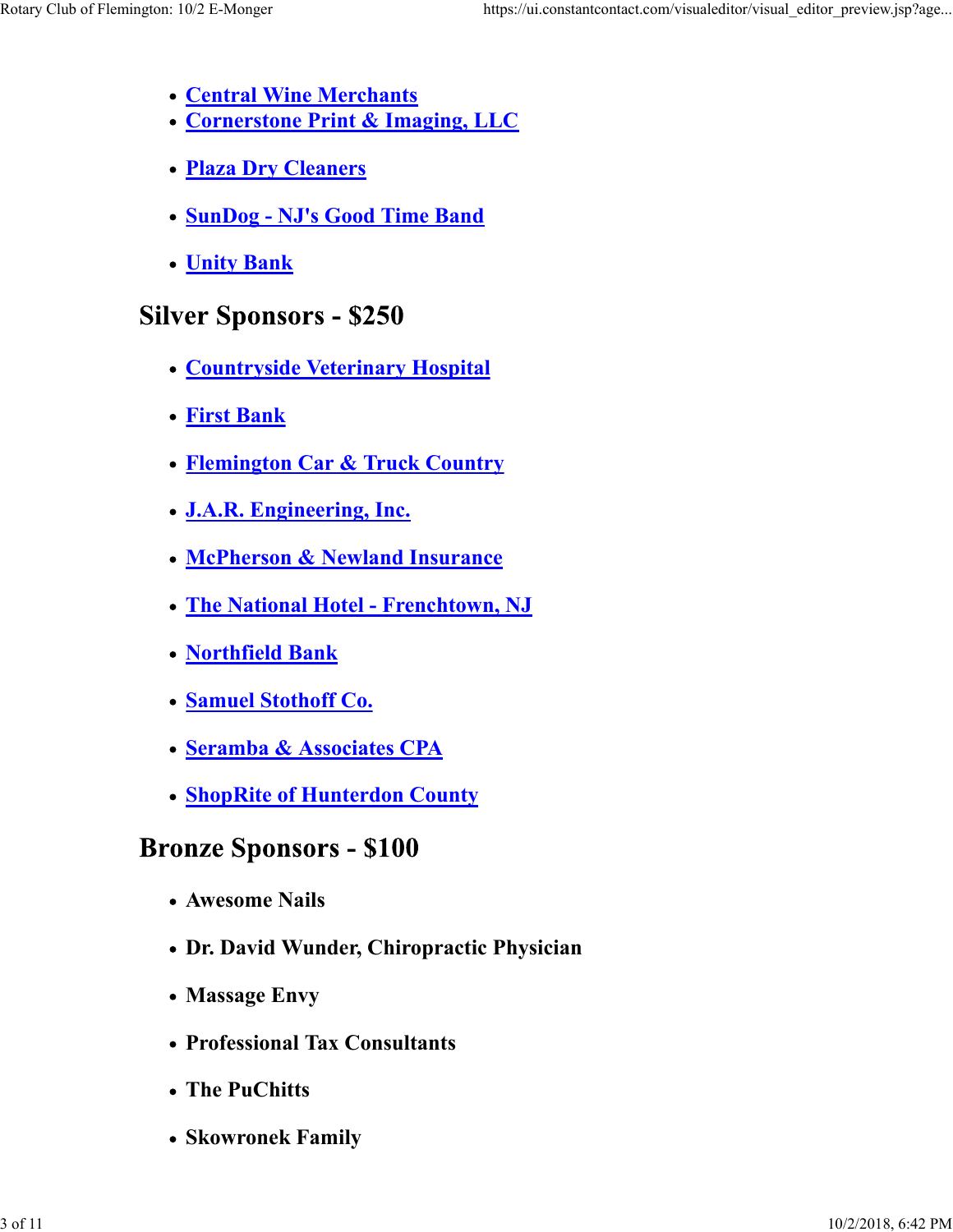- **Central Wine Merchants**
- **Cornerstone Print & Imaging, LLC**
- **Plaza Dry Cleaners**
- **SunDog - NJ's Good Time Band**
- **Unity Bank**

## Silver Sponsors - $250

- **Countryside Veterinary Hospital**
- **First Bank**
- **Flemington Car & Truck Country**
- **J.A.R. Engineering, Inc.**
- **McPherson & Newland Insurance**
- **The National Hotel - Frenchtown, NJ**
- **Northfield Bank**
- **Samuel Stothoff Co.**
- **Seramba & Associates CPA**
- **ShopRite of Hunterdon County**

## Bronze Sponsors - $100

- **Awesome Nails**
- **Dr. David Wunder, Chiropractic Physician**
- **Massage Envy**
- **Professional Tax Consultants**
- **The PuChitts**
- **Skowronek Family**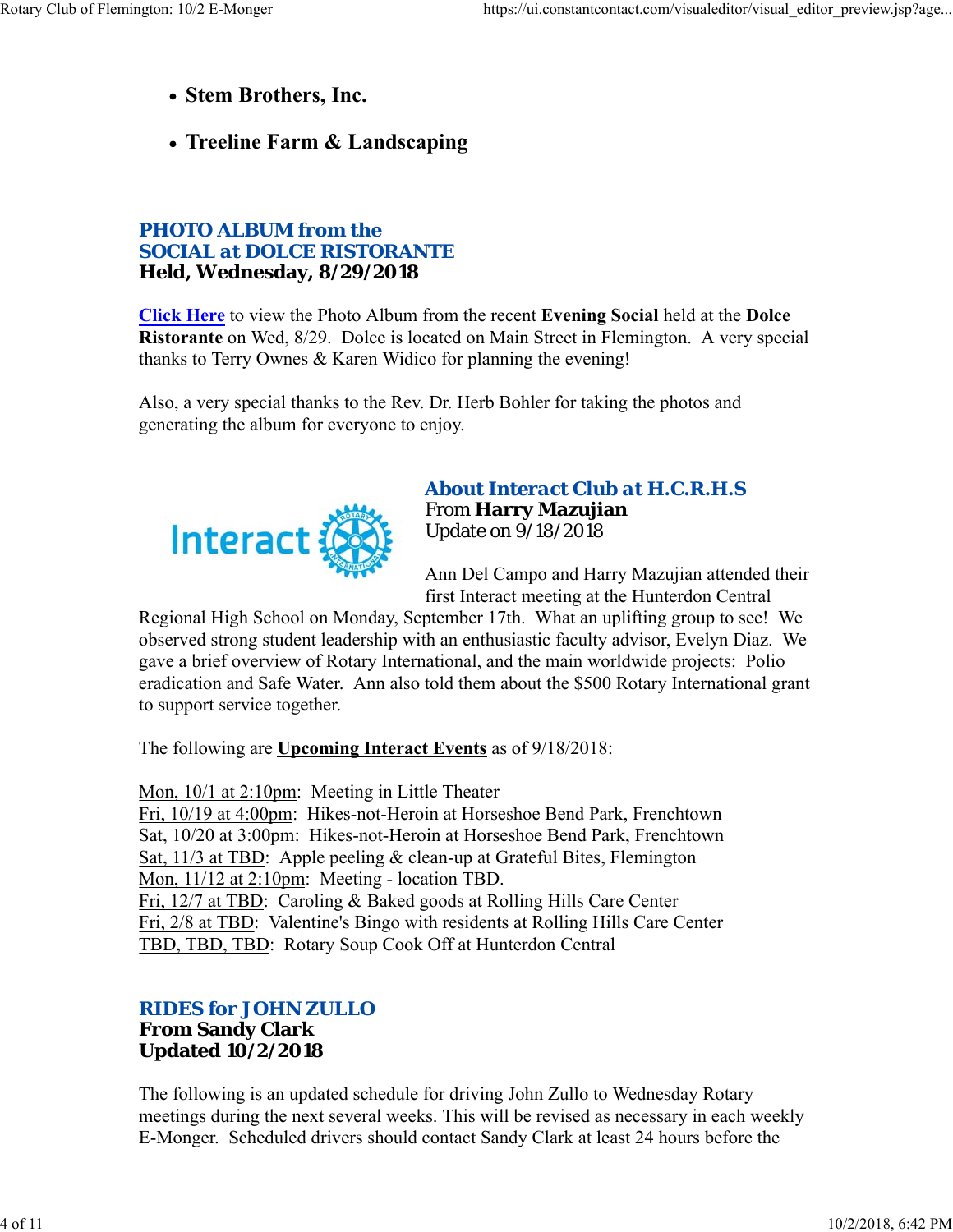- **Stem Brothers, Inc.**
- **Treeline Farm & Landscaping**

## PHOTO ALBUM from the SOCIAL at DOLCE RISTORANTE
**Held, Wednesday, 8/29/2018**

Click Here to view the Photo Album from the recent **Evening Social** held at the **Dolce Ristorante** on Wed, 8/29. Dolce is located on Main Street in Flemington. A very special thanks to Terry Ownes & Karen Widico for planning the evening!

Also, a very special thanks to the Rev. Dr. Herb Bohler for taking the photos and generating the album for everyone to enjoy.

## About Interact Club at H.C.R.H.S
From **Harry Mazujian**
Update on 9/18/2018

Ann Del Campo and Harry Mazujian attended their first Interact meeting at the Hunterdon Central Regional High School on Monday, September 17th. What an uplifting group to see! We observed strong student leadership with an enthusiastic faculty advisor, Evelyn Diaz. We gave a brief overview of Rotary International, and the main worldwide projects: Polio eradication and Safe Water. Ann also told them about the $500 Rotary International grant to support service together.

The following are **Upcoming Interact Events** as of 9/18/2018:

Mon, 10/1 at 2:10pm: Meeting in Little Theater
Fri, 10/19 at 4:00pm: Hikes-not-Heroin at Horseshoe Bend Park, Frenchtown
Sat, 10/20 at 3:00pm: Hikes-not-Heroin at Horseshoe Bend Park, Frenchtown
Sat, 11/3 at TBD: Apple peeling & clean-up at Grateful Bites, Flemington
Mon, 11/12 at 2:10pm: Meeting - location TBD.
Fri, 12/7 at TBD: Caroling & Baked goods at Rolling Hills Care Center
Fri, 2/8 at TBD: Valentine's Bingo with residents at Rolling Hills Care Center
TBD, TBD, TBD: Rotary Soup Cook Off at Hunterdon Central

## RIDES for JOHN ZULLO
**From Sandy Clark**
**Updated 10/2/2018**

The following is an updated schedule for driving John Zullo to Wednesday Rotary meetings during the next several weeks. This will be revised as necessary in each weekly E-Monger. Scheduled drivers should contact Sandy Clark at least 24 hours before the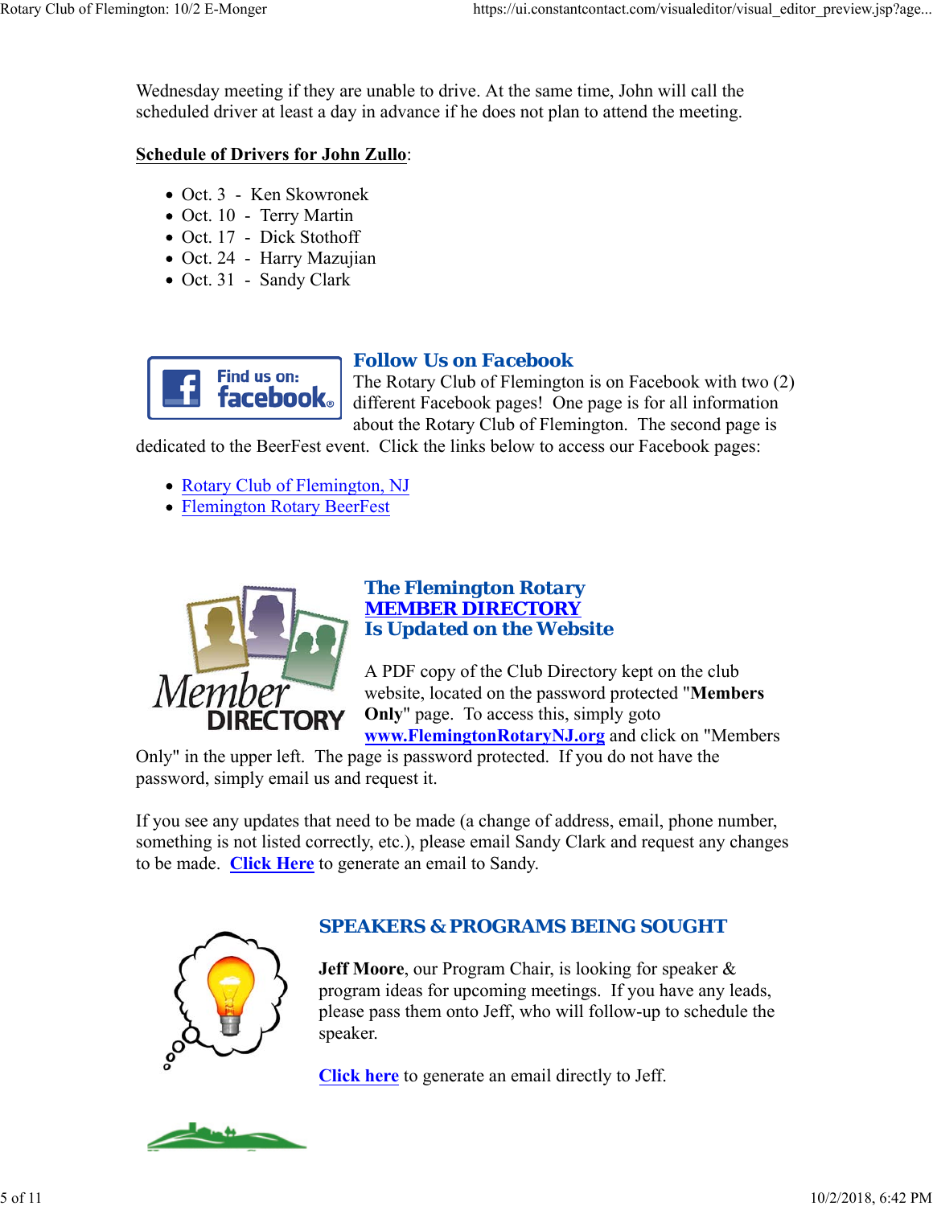Wednesday meeting if they are unable to drive. At the same time, John will call the scheduled driver at least a day in advance if he does not plan to attend the meeting.

**Schedule of Drivers for John Zullo**:

- Oct. 3 - Ken Skowronek
- Oct. 10 - Terry Martin
- Oct. 17 - Dick Stothoff
- Oct. 24 - Harry Mazujian
- Oct. 31 - Sandy Clark

### Follow Us on Facebook

The Rotary Club of Flemington is on Facebook with two (2) different Facebook pages! One page is for all information about the Rotary Club of Flemington. The second page is dedicated to the BeerFest event. Click the links below to access our Facebook pages:

- Rotary Club of Flemington, NJ
- Flemington Rotary BeerFest

### The Flemington Rotary MEMBER DIRECTORY Is Updated on the Website

A PDF copy of the Club Directory kept on the club website, located on the password protected "**Members Only**" page. To access this, simply goto **www.FlemingtonRotaryNJ.org** and click on "Members Only" in the upper left. The page is password protected. If you do not have the password, simply email us and request it.

If you see any updates that need to be made (a change of address, email, phone number, something is not listed correctly, etc.), please email Sandy Clark and request any changes to be made. **Click Here** to generate an email to Sandy.

### SPEAKERS & PROGRAMS BEING SOUGHT

**Jeff Moore**, our Program Chair, is looking for speaker & program ideas for upcoming meetings. If you have any leads, please pass them onto Jeff, who will follow-up to schedule the speaker.

**Click here** to generate an email directly to Jeff.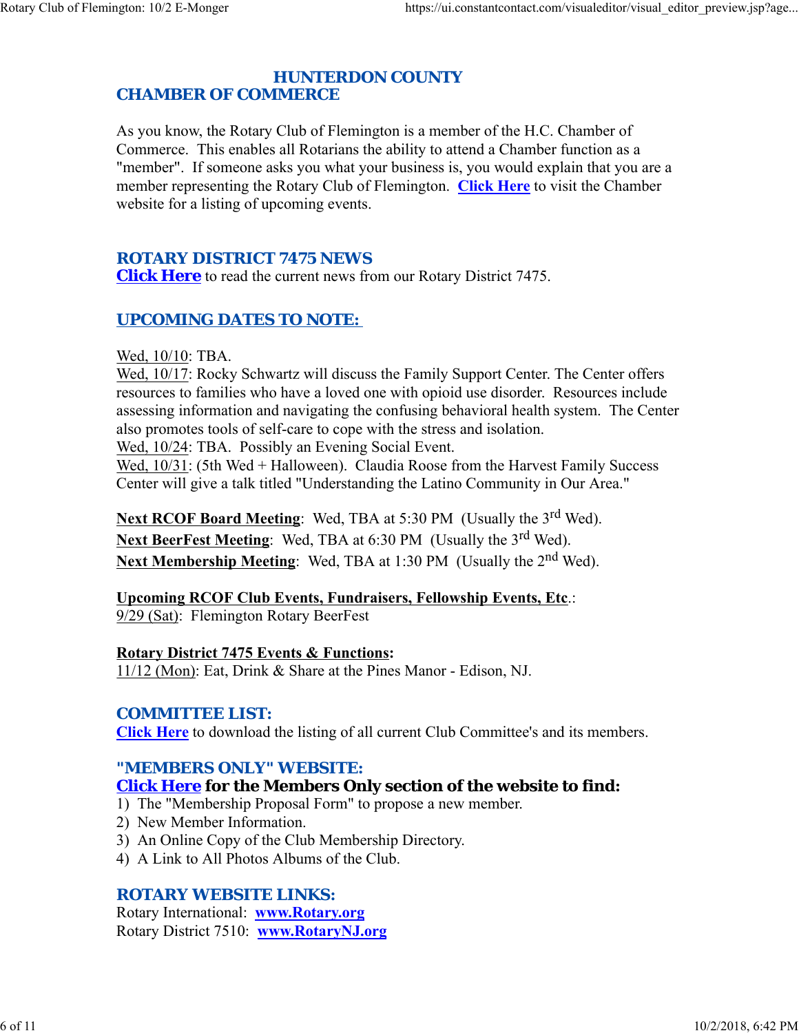## HUNTERDON COUNTY CHAMBER OF COMMERCE

As you know, the Rotary Club of Flemington is a member of the H.C. Chamber of Commerce. This enables all Rotarians the ability to attend a Chamber function as a "member". If someone asks you what your business is, you would explain that you are a member representing the Rotary Club of Flemington. **Click Here** to visit the Chamber website for a listing of upcoming events.

## ROTARY DISTRICT 7475 NEWS

**Click Here** to read the current news from our Rotary District 7475.

## UPCOMING DATES TO NOTE:

Wed, 10/10: TBA.
Wed, 10/17: Rocky Schwartz will discuss the Family Support Center. The Center offers resources to families who have a loved one with opioid use disorder. Resources include assessing information and navigating the confusing behavioral health system. The Center also promotes tools of self-care to cope with the stress and isolation.
Wed, 10/24: TBA. Possibly an Evening Social Event.
Wed, 10/31: (5th Wed + Halloween). Claudia Roose from the Harvest Family Success Center will give a talk titled "Understanding the Latino Community in Our Area."

**Next RCOF Board Meeting**: Wed, TBA at 5:30 PM (Usually the 3rd Wed).
**Next BeerFest Meeting**: Wed, TBA at 6:30 PM (Usually the 3rd Wed).
**Next Membership Meeting**: Wed, TBA at 1:30 PM (Usually the 2nd Wed).

**Upcoming RCOF Club Events, Fundraisers, Fellowship Events, Etc**.:
9/29 (Sat): Flemington Rotary BeerFest

**Rotary District 7475 Events & Functions:**
11/12 (Mon): Eat, Drink & Share at the Pines Manor - Edison, NJ.

## COMMITTEE LIST:

**Click Here** to download the listing of all current Club Committee's and its members.

## "MEMBERS ONLY" WEBSITE:

**Click Here for the Members Only section of the website to find:**
1) The "Membership Proposal Form" to propose a new member.
2) New Member Information.
3) An Online Copy of the Club Membership Directory.
4) A Link to All Photos Albums of the Club.

## ROTARY WEBSITE LINKS:

Rotary International: **www.Rotary.org**
Rotary District 7510: **www.RotaryNJ.org**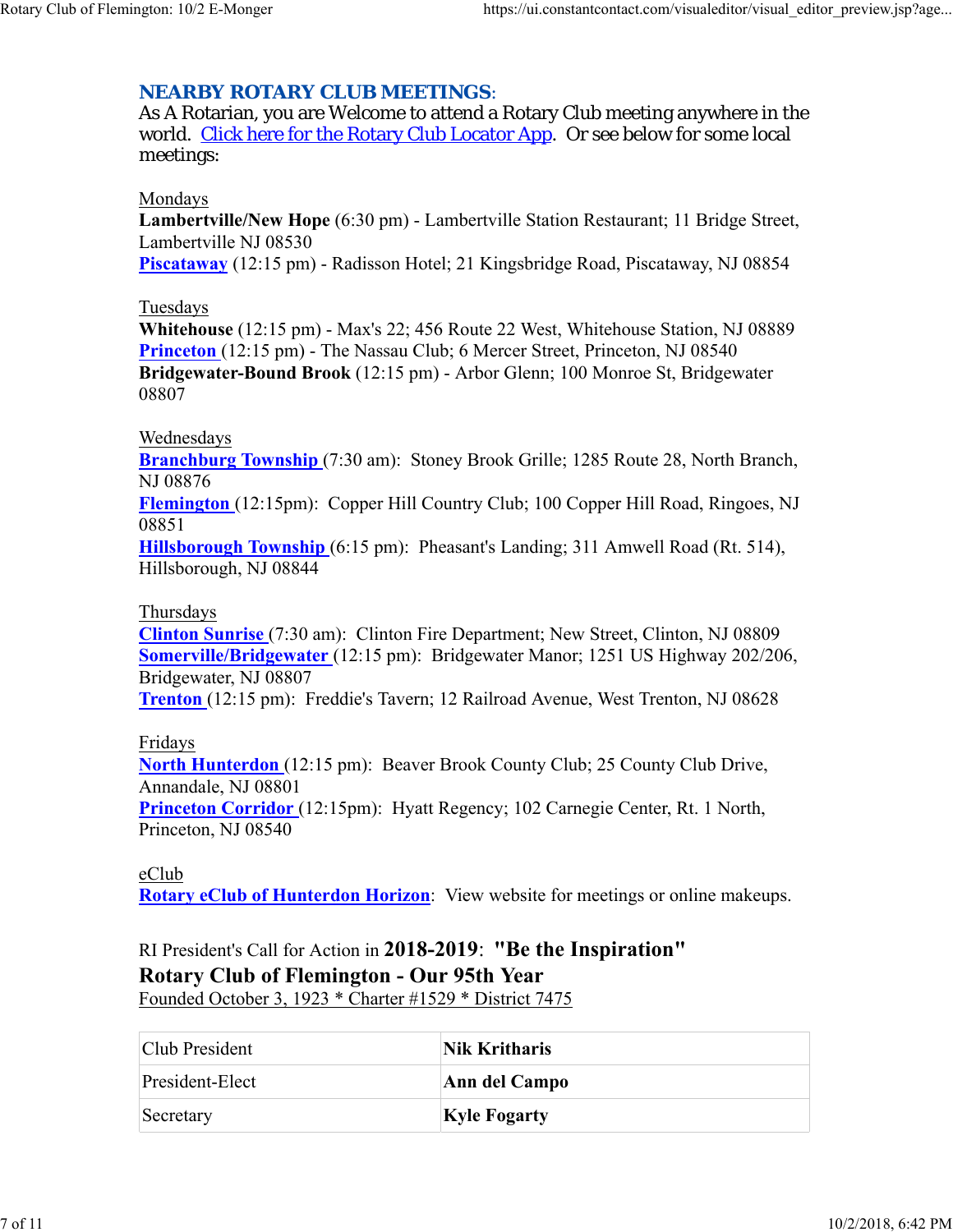## NEARBY ROTARY CLUB MEETINGS:

As A Rotarian, you are Welcome to attend a Rotary Club meeting anywhere in the world. Click here for the Rotary Club Locator App. Or see below for some local meetings:

Mondays

**Lambertville/New Hope** (6:30 pm) - Lambertville Station Restaurant; 11 Bridge Street, Lambertville NJ 08530

**Piscataway** (12:15 pm) - Radisson Hotel; 21 Kingsbridge Road, Piscataway, NJ 08854

Tuesdays

**Whitehouse** (12:15 pm) - Max's 22; 456 Route 22 West, Whitehouse Station, NJ 08889

**Princeton** (12:15 pm) - The Nassau Club; 6 Mercer Street, Princeton, NJ 08540

**Bridgewater-Bound Brook** (12:15 pm) - Arbor Glenn; 100 Monroe St, Bridgewater 08807

Wednesdays

**Branchburg Township** (7:30 am): Stoney Brook Grille; 1285 Route 28, North Branch, NJ 08876

**Flemington** (12:15pm): Copper Hill Country Club; 100 Copper Hill Road, Ringoes, NJ 08851

**Hillsborough Township** (6:15 pm): Pheasant's Landing; 311 Amwell Road (Rt. 514), Hillsborough, NJ 08844

Thursdays

**Clinton Sunrise** (7:30 am): Clinton Fire Department; New Street, Clinton, NJ 08809

**Somerville/Bridgewater** (12:15 pm): Bridgewater Manor; 1251 US Highway 202/206, Bridgewater, NJ 08807

**Trenton** (12:15 pm): Freddie's Tavern; 12 Railroad Avenue, West Trenton, NJ 08628

Fridays

**North Hunterdon** (12:15 pm): Beaver Brook County Club; 25 County Club Drive, Annandale, NJ 08801

**Princeton Corridor** (12:15pm): Hyatt Regency; 102 Carnegie Center, Rt. 1 North, Princeton, NJ 08540

eClub

**Rotary eClub of Hunterdon Horizon**: View website for meetings or online makeups.

RI President's Call for Action in **2018-2019**: **"Be the Inspiration"**

**Rotary Club of Flemington - Our 95th Year**

Founded October 3, 1923 * Charter #1529 * District 7475

| | |
|---|---|
| Club President | **Nik Kritharis** |
| President-Elect | **Ann del Campo** |
| Secretary | **Kyle Fogarty** |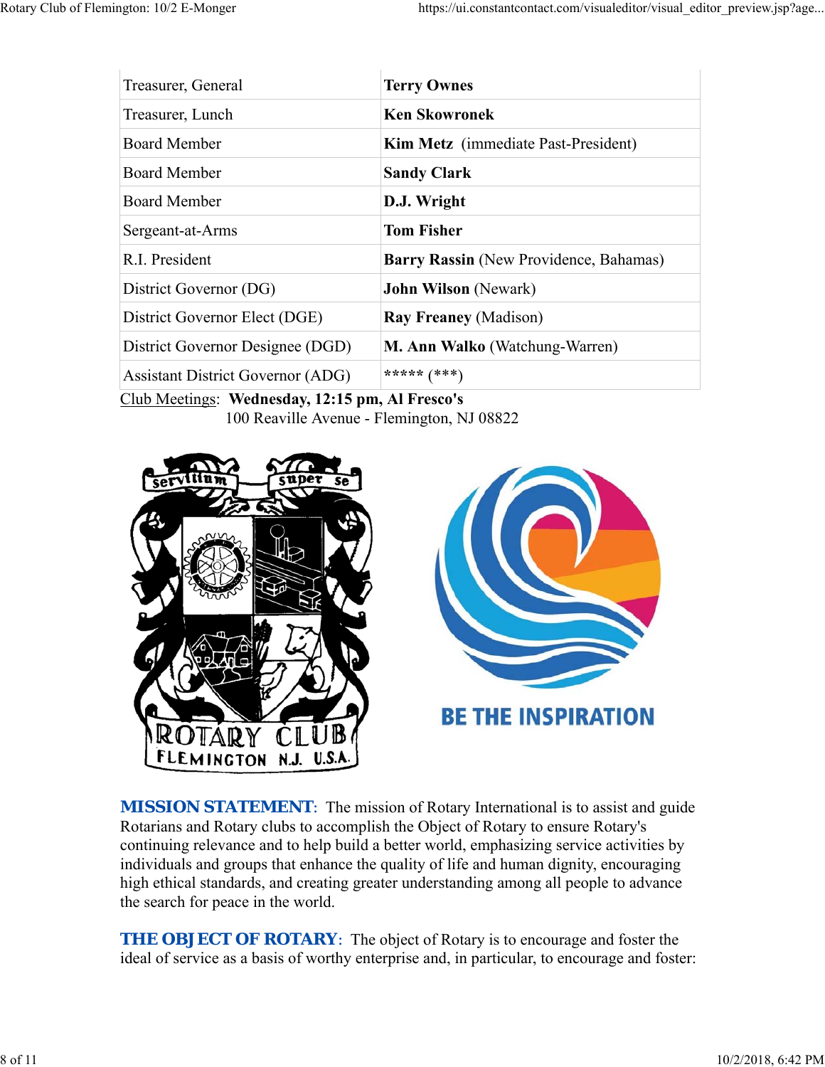| | |
|---|---|
| Treasurer, General | **Terry Ownes** |
| Treasurer, Lunch | **Ken Skowronek** |
| Board Member | **Kim Metz** (immediate Past-President) |
| Board Member | **Sandy Clark** |
| Board Member | **D.J. Wright** |
| Sergeant-at-Arms | **Tom Fisher** |
| R.I. President | **Barry Rassin** (New Providence, Bahamas) |
| District Governor (DG) | **John Wilson** (Newark) |
| District Governor Elect (DGE) | **Ray Freaney** (Madison) |
| District Governor Designee (DGD) | **M. Ann Walko** (Watchung-Warren) |
| Assistant District Governor (ADG) | ***** (***) |

Club Meetings: **Wednesday, 12:15 pm, Al Fresco's**
100 Reaville Avenue - Flemington, NJ 08822

**MISSION STATEMENT**: The mission of Rotary International is to assist and guide Rotarians and Rotary clubs to accomplish the Object of Rotary to ensure Rotary's continuing relevance and to help build a better world, emphasizing service activities by individuals and groups that enhance the quality of life and human dignity, encouraging high ethical standards, and creating greater understanding among all people to advance the search for peace in the world.

**THE OBJECT OF ROTARY**: The object of Rotary is to encourage and foster the ideal of service as a basis of worthy enterprise and, in particular, to encourage and foster: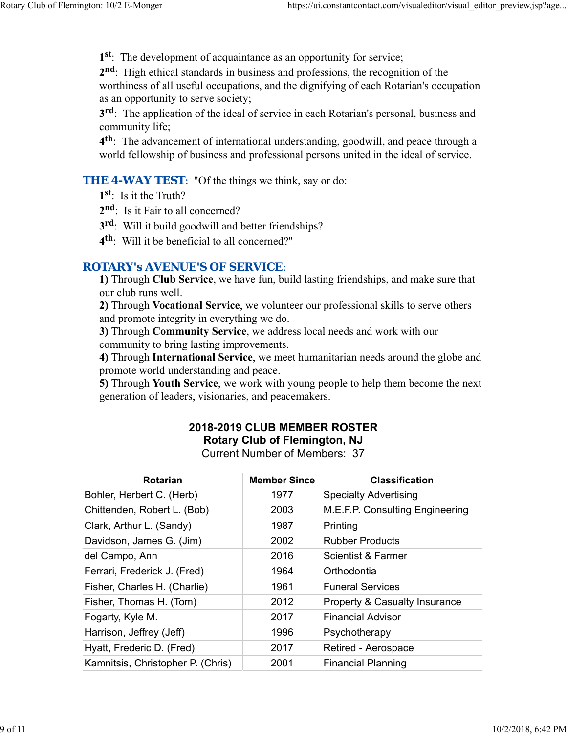1st: The development of acquaintance as an opportunity for service;
2nd: High ethical standards in business and professions, the recognition of the worthiness of all useful occupations, and the dignifying of each Rotarian's occupation as an opportunity to serve society;
3rd: The application of the ideal of service in each Rotarian's personal, business and community life;
4th: The advancement of international understanding, goodwill, and peace through a world fellowship of business and professional persons united in the ideal of service.

**THE 4-WAY TEST**: "Of the things we think, say or do:
1st: Is it the Truth?
2nd: Is it Fair to all concerned?
3rd: Will it build goodwill and better friendships?
4th: Will it be beneficial to all concerned?"

**ROTARY's AVENUE'S OF SERVICE**:
**1)** Through **Club Service**, we have fun, build lasting friendships, and make sure that our club runs well.
**2)** Through **Vocational Service**, we volunteer our professional skills to serve others and promote integrity in everything we do.
**3)** Through **Community Service**, we address local needs and work with our community to bring lasting improvements.
**4)** Through **International Service**, we meet humanitarian needs around the globe and promote world understanding and peace.
**5)** Through **Youth Service**, we work with young people to help them become the next generation of leaders, visionaries, and peacemakers.

**2018-2019 CLUB MEMBER ROSTER**
**Rotary Club of Flemington, NJ**
Current Number of Members: 37

| Rotarian | Member Since | Classification |
|---|---|---|
| Bohler, Herbert C. (Herb) | 1977 | Specialty Advertising |
| Chittenden, Robert L. (Bob) | 2003 | M.E.F.P. Consulting Engineering |
| Clark, Arthur L. (Sandy) | 1987 | Printing |
| Davidson, James G. (Jim) | 2002 | Rubber Products |
| del Campo, Ann | 2016 | Scientist & Farmer |
| Ferrari, Frederick J. (Fred) | 1964 | Orthodontia |
| Fisher, Charles H. (Charlie) | 1961 | Funeral Services |
| Fisher, Thomas H. (Tom) | 2012 | Property & Casualty Insurance |
| Fogarty, Kyle M. | 2017 | Financial Advisor |
| Harrison, Jeffrey (Jeff) | 1996 | Psychotherapy |
| Hyatt, Frederic D. (Fred) | 2017 | Retired - Aerospace |
| Kamnitsis, Christopher P. (Chris) | 2001 | Financial Planning |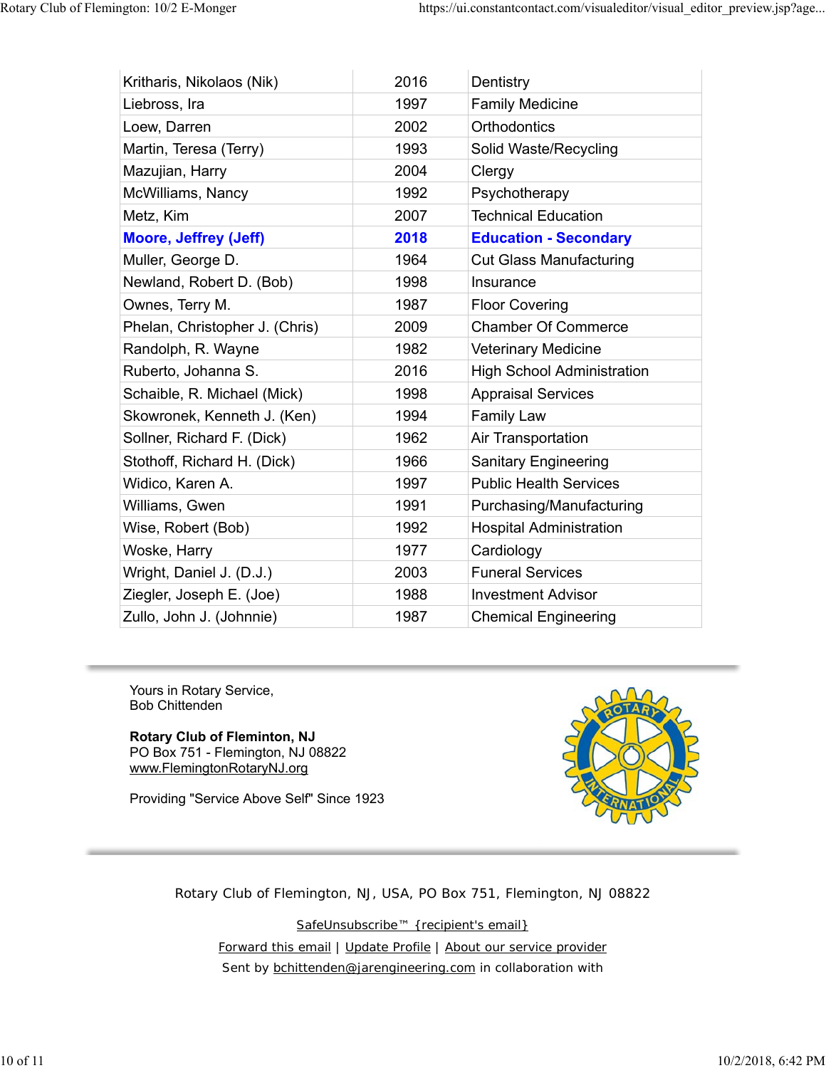| | | |
|---|---|---|
| Kritharis, Nikolaos (Nik) | 2016 | Dentistry |
| Liebross, Ira | 1997 | Family Medicine |
| Loew, Darren | 2002 | Orthodontics |
| Martin, Teresa (Terry) | 1993 | Solid Waste/Recycling |
| Mazujian, Harry | 2004 | Clergy |
| McWilliams, Nancy | 1992 | Psychotherapy |
| Metz, Kim | 2007 | Technical Education |
| **Moore, Jeffrey (Jeff)** | **2018** | **Education - Secondary** |
| Muller, George D. | 1964 | Cut Glass Manufacturing |
| Newland, Robert D. (Bob) | 1998 | Insurance |
| Ownes, Terry M. | 1987 | Floor Covering |
| Phelan, Christopher J. (Chris) | 2009 | Chamber Of Commerce |
| Randolph, R. Wayne | 1982 | Veterinary Medicine |
| Ruberto, Johanna S. | 2016 | High School Administration |
| Schaible, R. Michael (Mick) | 1998 | Appraisal Services |
| Skowronek, Kenneth J. (Ken) | 1994 | Family Law |
| Sollner, Richard F. (Dick) | 1962 | Air Transportation |
| Stothoff, Richard H. (Dick) | 1966 | Sanitary Engineering |
| Widico, Karen A. | 1997 | Public Health Services |
| Williams, Gwen | 1991 | Purchasing/Manufacturing |
| Wise, Robert (Bob) | 1992 | Hospital Administration |
| Woske, Harry | 1977 | Cardiology |
| Wright, Daniel J. (D.J.) | 2003 | Funeral Services |
| Ziegler, Joseph E. (Joe) | 1988 | Investment Advisor |
| Zullo, John J. (Johnnie) | 1987 | Chemical Engineering |

Yours in Rotary Service,
Bob Chittenden

**Rotary Club of Fleminton, NJ**
PO Box 751 - Flemington, NJ 08822
www.FlemingtonRotaryNJ.org

Providing "Service Above Self" Since 1923

Rotary Club of Flemington, NJ, USA, PO Box 751, Flemington, NJ 08822

SafeUnsubscribe™ {recipient's email}

Forward this email | Update Profile | About our service provider

Sent by bchittenden@jarengineering.com in collaboration with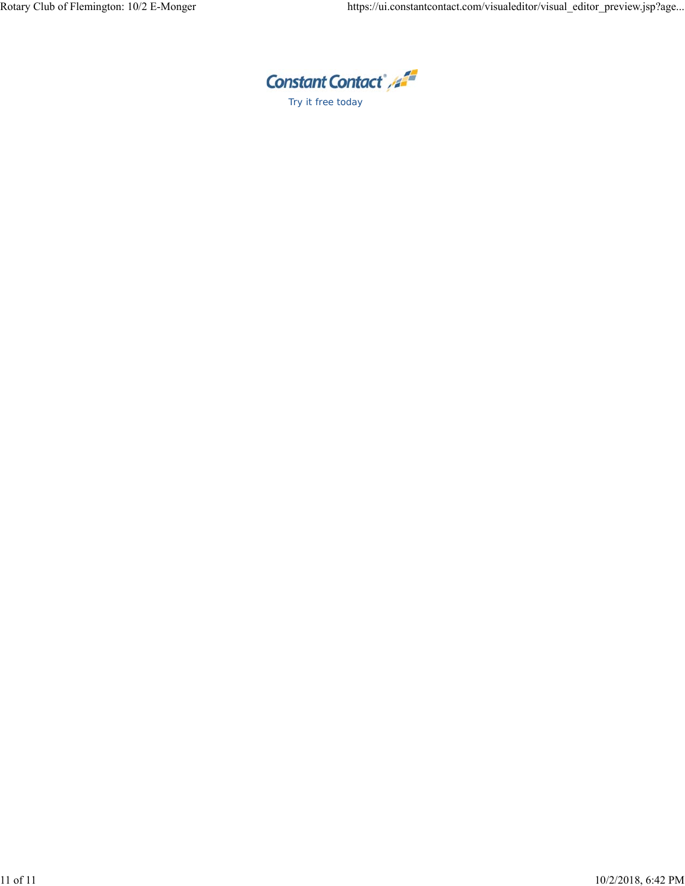Constant Contact

Try it free today